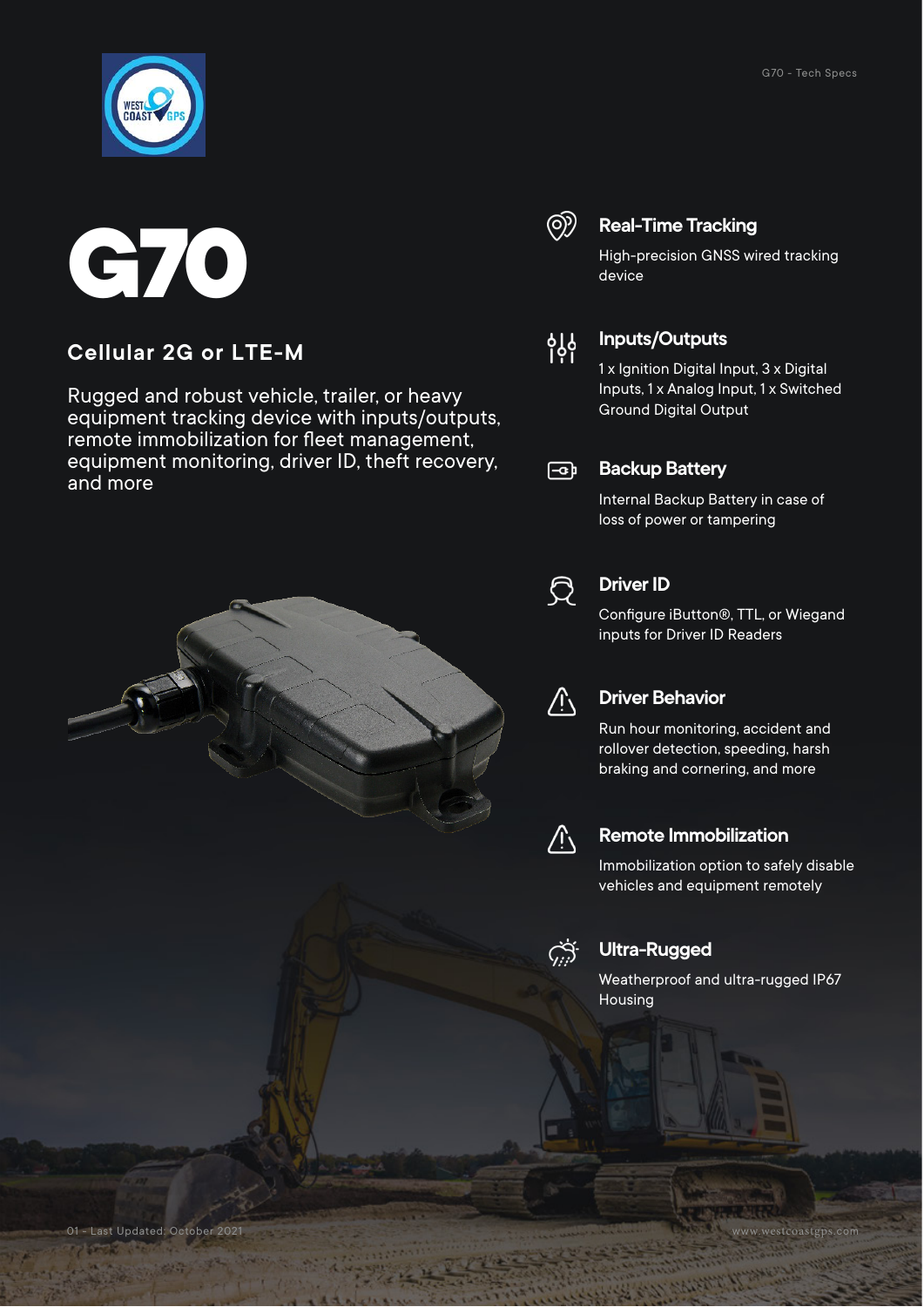# G70

## Cellular 2G or LTE-M

Rugged and robust vehicle, trailer, or heavy equipment tracking device with inputs/outputs, remote immobilization for fleet management, equipment monitoring, driver ID, theft recovery, and more

### Real-Time Tracking

High-precision GNSS wired tracking device

### Inputs/Outputs

1 x Ignition Digital Input, 3 x Digital Inputs, 1 x Analog Input, 1 x Switched Ground Digital Output

### Backup Battery

Internal Backup Battery in case of loss of power or tampering

### Driver ID

Configure iButton®, TTL, or Wiegand inputs for Driver ID Readers

### Driver Behavior

Run hour monitoring, accident and rollover detection, speeding, harsh braking and cornering, and more

### Remote Immobilization

Immobilization option to safely disable vehicles and equipment remotely

### Ultra-Rugged

Weatherproof and ultra-rugged IP67 Housing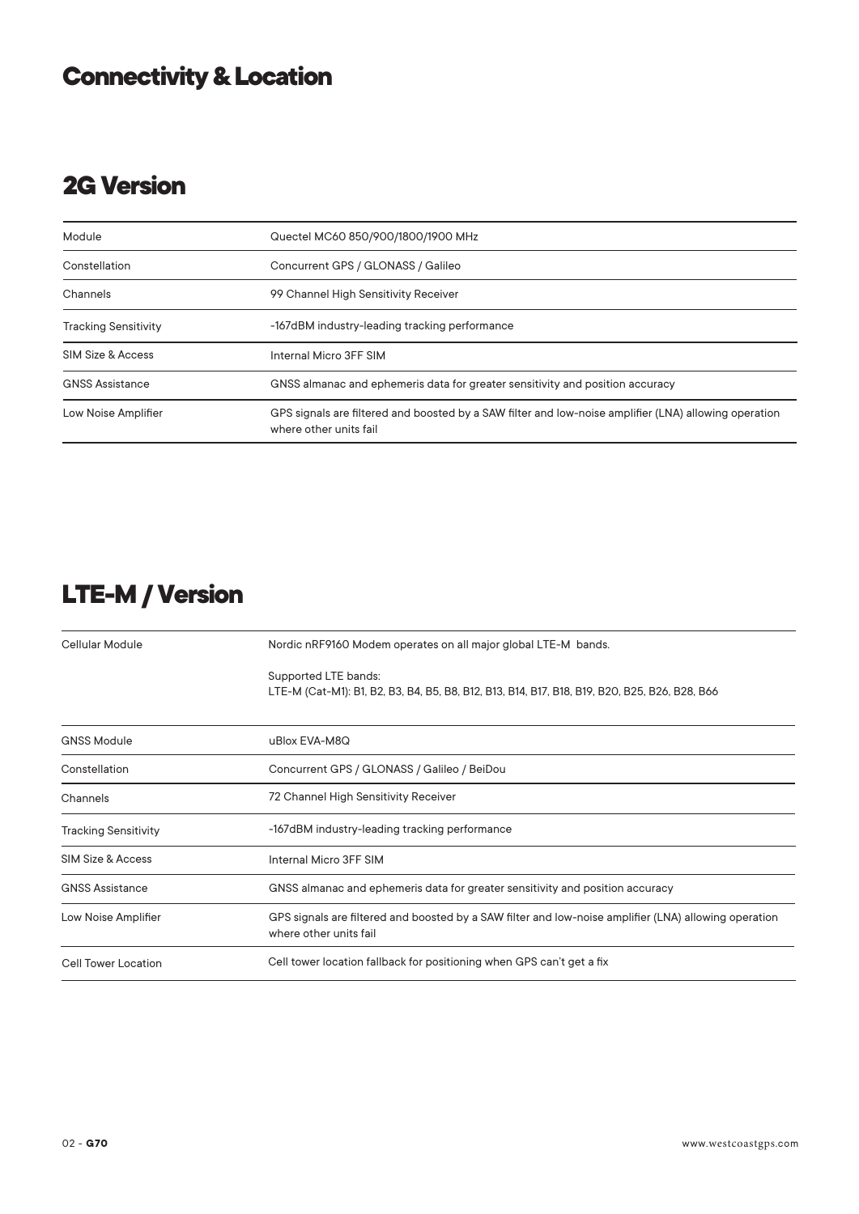# Connectivity & Location

## 2G Version

| | |
|---|---|
| Module | Quectel MC60 850/900/1800/1900 MHz |
| Constellation | Concurrent GPS / GLONASS / Galileo |
| Channels | 99 Channel High Sensitivity Receiver |
| Tracking Sensitivity | -167dBM industry-leading tracking performance |
| SIM Size & Access | Internal Micro 3FF SIM |
| GNSS Assistance | GNSS almanac and ephemeris data for greater sensitivity and position accuracy |
| Low Noise Amplifier | GPS signals are filtered and boosted by a SAW filter and low-noise amplifier (LNA) allowing operation where other units fail |

## LTE-M / Version

| | |
|---|---|
| Cellular Module | Nordic nRF9160 Modem operates on all major global LTE-M bands.<br><br>Supported LTE bands:<br>LTE-M (Cat-M1): B1, B2, B3, B4, B5, B8, B12, B13, B14, B17, B18, B19, B20, B25, B26, B28, B66 |
| GNSS Module | uBlox EVA-M8Q |
| Constellation | Concurrent GPS / GLONASS / Galileo / BeiDou |
| Channels | 72 Channel High Sensitivity Receiver |
| Tracking Sensitivity | -167dBM industry-leading tracking performance |
| SIM Size & Access | Internal Micro 3FF SIM |
| GNSS Assistance | GNSS almanac and ephemeris data for greater sensitivity and position accuracy |
| Low Noise Amplifier | GPS signals are filtered and boosted by a SAW filter and low-noise amplifier (LNA) allowing operation where other units fail |
| Cell Tower Location | Cell tower location fallback for positioning when GPS can't get a fix |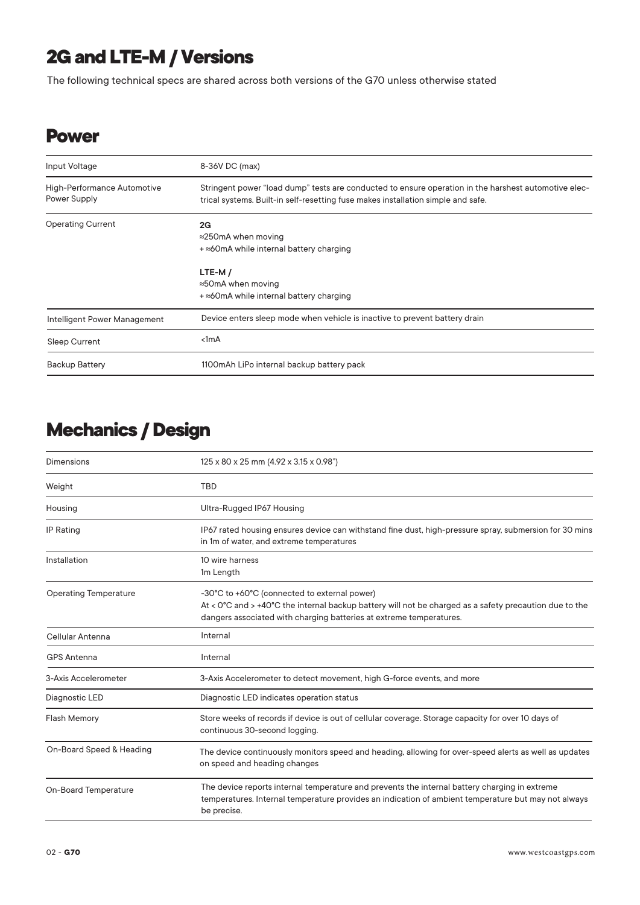# 2G and LTE-M / Versions

The following technical specs are shared across both versions of the G70 unless otherwise stated

## Power

| | |
|---|---|
| Input Voltage | 8-36V DC (max) |
| High-Performance Automotive Power Supply | Stringent power "load dump" tests are conducted to ensure operation in the harshest automotive electrical systems. Built-in self-resetting fuse makes installation simple and safe. |
| Operating Current | **2G**<br>≈250mA when moving<br>+ ≈60mA while internal battery charging<br><br>**LTE-M /**<br>≈50mA when moving<br>+ ≈60mA while internal battery charging |
| Intelligent Power Management | Device enters sleep mode when vehicle is inactive to prevent battery drain |
| Sleep Current | <1mA |
| Backup Battery | 1100mAh LiPo internal backup battery pack |

## Mechanics / Design

| | |
|---|---|
| Dimensions | 125 x 80 x 25 mm (4.92 x 3.15 x 0.98") |
| Weight | TBD |
| Housing | Ultra-Rugged IP67 Housing |
| IP Rating | IP67 rated housing ensures device can withstand fine dust, high-pressure spray, submersion for 30 mins in 1m of water, and extreme temperatures |
| Installation | 10 wire harness<br>1m Length |
| Operating Temperature | -30°C to +60°C (connected to external power)<br>At < 0°C and > +40°C the internal backup battery will not be charged as a safety precaution due to the dangers associated with charging batteries at extreme temperatures. |
| Cellular Antenna | Internal |
| GPS Antenna | Internal |
| 3-Axis Accelerometer | 3-Axis Accelerometer to detect movement, high G-force events, and more |
| Diagnostic LED | Diagnostic LED indicates operation status |
| Flash Memory | Store weeks of records if device is out of cellular coverage. Storage capacity for over 10 days of continuous 30-second logging. |
| On-Board Speed & Heading | The device continuously monitors speed and heading, allowing for over-speed alerts as well as updates on speed and heading changes |
| On-Board Temperature | The device reports internal temperature and prevents the internal battery charging in extreme temperatures. Internal temperature provides an indication of ambient temperature but may not always be precise. |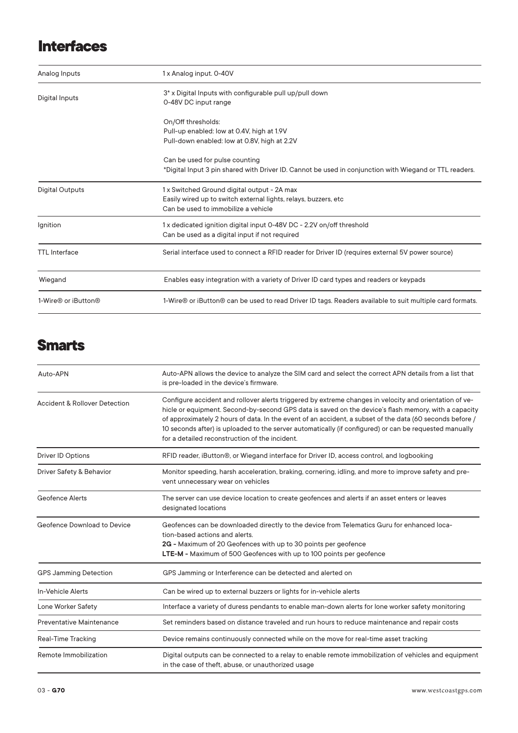## Interfaces

| | |
|---|---|
| Analog Inputs | 1 x Analog input. 0-40V |
| Digital Inputs | 3* x Digital Inputs with configurable pull up/pull down<br>0-48V DC input range<br><br>On/Off thresholds:<br>Pull-up enabled: low at 0.4V, high at 1.9V<br>Pull-down enabled: low at 0.8V, high at 2.2V<br><br>Can be used for pulse counting<br>*Digital Input 3 pin shared with Driver ID. Cannot be used in conjunction with Wiegand or TTL readers. |
| Digital Outputs | 1 x Switched Ground digital output - 2A max<br>Easily wired up to switch external lights, relays, buzzers, etc<br>Can be used to immobilize a vehicle |
| Ignition | 1 x dedicated ignition digital input 0-48V DC - 2.2V on/off threshold<br>Can be used as a digital input if not required |
| TTL Interface | Serial interface used to connect a RFID reader for Driver ID (requires external 5V power source) |
| Wiegand | Enables easy integration with a variety of Driver ID card types and readers or keypads |
| 1-Wire® or iButton® | 1-Wire® or iButton® can be used to read Driver ID tags. Readers available to suit multiple card formats. |

## Smarts

| | |
|---|---|
| Auto-APN | Auto-APN allows the device to analyze the SIM card and select the correct APN details from a list that is pre-loaded in the device's firmware. |
| Accident & Rollover Detection | Configure accident and rollover alerts triggered by extreme changes in velocity and orientation of vehicle or equipment. Second-by-second GPS data is saved on the device's flash memory, with a capacity of approximately 2 hours of data. In the event of an accident, a subset of the data (60 seconds before / 10 seconds after) is uploaded to the server automatically (if configured) or can be requested manually for a detailed reconstruction of the incident. |
| Driver ID Options | RFID reader, iButton®, or Wiegand interface for Driver ID, access control, and logbooking |
| Driver Safety & Behavior | Monitor speeding, harsh acceleration, braking, cornering, idling, and more to improve safety and prevent unnecessary wear on vehicles |
| Geofence Alerts | The server can use device location to create geofences and alerts if an asset enters or leaves designated locations |
| Geofence Download to Device | Geofences can be downloaded directly to the device from Telematics Guru for enhanced location-based actions and alerts.<br>**2G -** Maximum of 20 Geofences with up to 30 points per geofence<br>**LTE-M -** Maximum of 500 Geofences with up to 100 points per geofence |
| GPS Jamming Detection | GPS Jamming or Interference can be detected and alerted on |
| In-Vehicle Alerts | Can be wired up to external buzzers or lights for in-vehicle alerts |
| Lone Worker Safety | Interface a variety of duress pendants to enable man-down alerts for lone worker safety monitoring |
| Preventative Maintenance | Set reminders based on distance traveled and run hours to reduce maintenance and repair costs |
| Real-Time Tracking | Device remains continuously connected while on the move for real-time asset tracking |
| Remote Immobilization | Digital outputs can be connected to a relay to enable remote immobilization of vehicles and equipment in the case of theft, abuse, or unauthorized usage |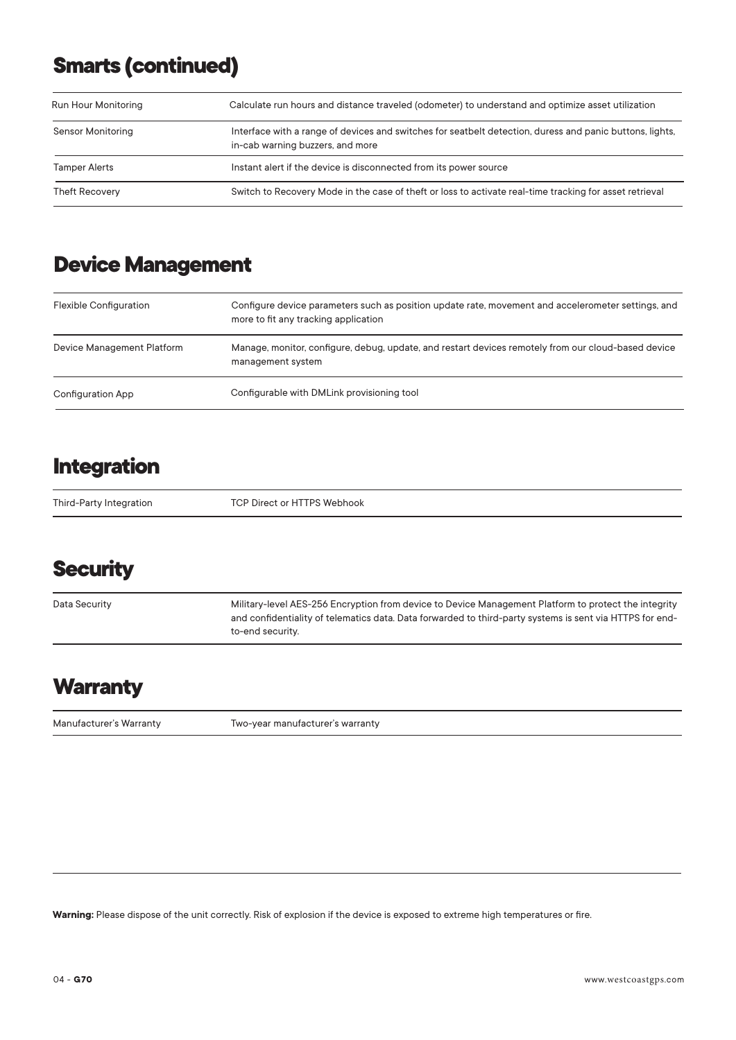## Smarts (continued)

| | |
|---|---|
| Run Hour Monitoring | Calculate run hours and distance traveled (odometer) to understand and optimize asset utilization |
| Sensor Monitoring | Interface with a range of devices and switches for seatbelt detection, duress and panic buttons, lights, in-cab warning buzzers, and more |
| Tamper Alerts | Instant alert if the device is disconnected from its power source |
| Theft Recovery | Switch to Recovery Mode in the case of theft or loss to activate real-time tracking for asset retrieval |

## Device Management

| | |
|---|---|
| Flexible Configuration | Configure device parameters such as position update rate, movement and accelerometer settings, and more to fit any tracking application |
| Device Management Platform | Manage, monitor, configure, debug, update, and restart devices remotely from our cloud-based device management system |
| Configuration App | Configurable with DMLink provisioning tool |

## Integration

| | |
|---|---|
| Third-Party Integration | TCP Direct or HTTPS Webhook |

## Security

| | |
|---|---|
| Data Security | Military-level AES-256 Encryption from device to Device Management Platform to protect the integrity and confidentiality of telematics data. Data forwarded to third-party systems is sent via HTTPS for end-to-end security. |

## Warranty

| | |
|---|---|
| Manufacturer's Warranty | Two-year manufacturer's warranty |

**Warning:** Please dispose of the unit correctly. Risk of explosion if the device is exposed to extreme high temperatures or fire.